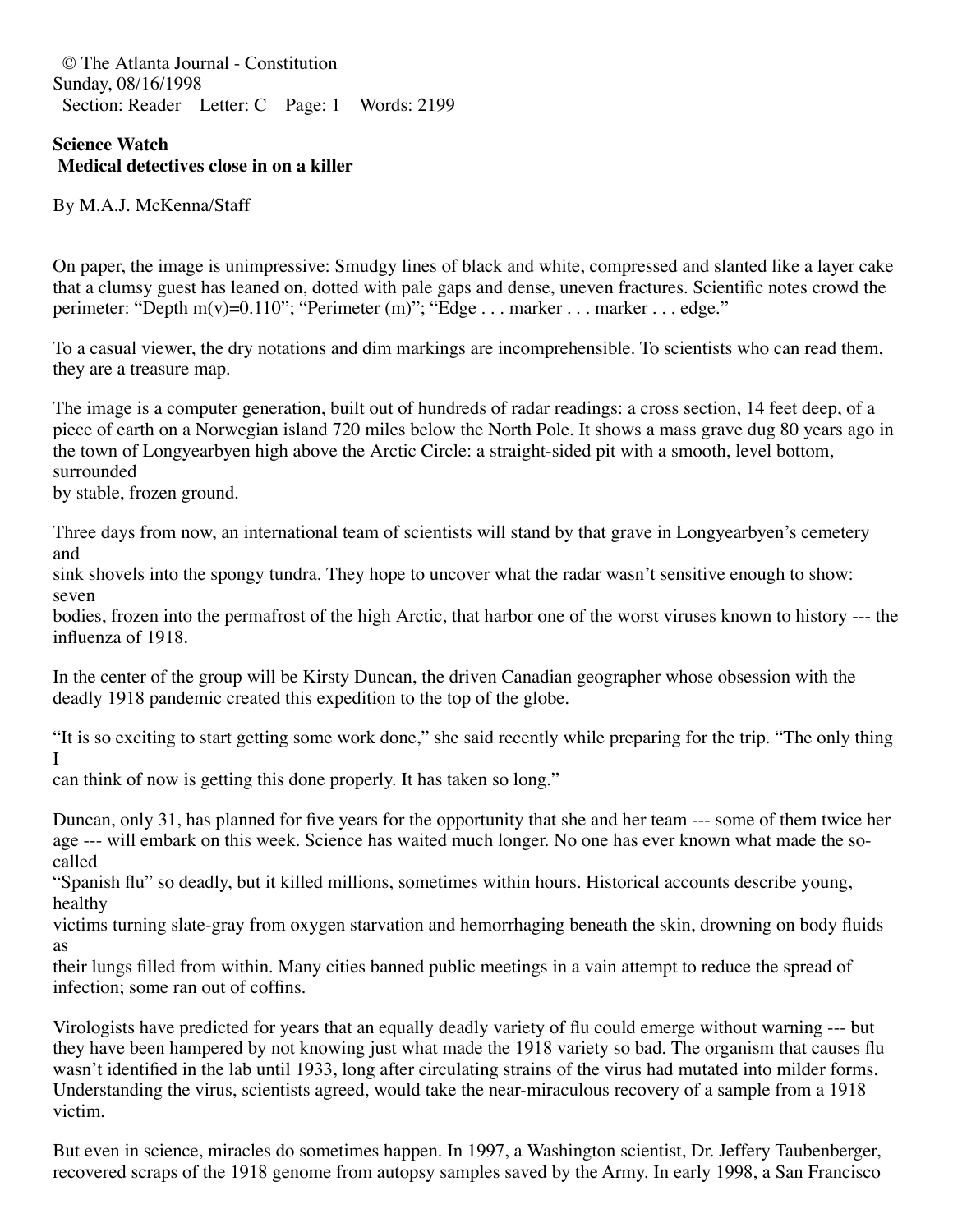© The Atlanta Journal - Constitution
Sunday, 08/16/1998
Section: Reader Letter: C Page: 1 Words: 2199

**Science Watch**
**Medical detectives close in on a killer**

By M.A.J. McKenna/Staff

On paper, the image is unimpressive: Smudgy lines of black and white, compressed and slanted like a layer cake that a clumsy guest has leaned on, dotted with pale gaps and dense, uneven fractures. Scientific notes crowd the perimeter: "Depth m(v)=0.110"; "Perimeter (m)"; "Edge . . . marker . . . marker . . . edge."

To a casual viewer, the dry notations and dim markings are incomprehensible. To scientists who can read them, they are a treasure map.

The image is a computer generation, built out of hundreds of radar readings: a cross section, 14 feet deep, of a piece of earth on a Norwegian island 720 miles below the North Pole. It shows a mass grave dug 80 years ago in the town of Longyearbyen high above the Arctic Circle: a straight-sided pit with a smooth, level bottom, surrounded by stable, frozen ground.

Three days from now, an international team of scientists will stand by that grave in Longyearbyen's cemetery and sink shovels into the spongy tundra. They hope to uncover what the radar wasn't sensitive enough to show: seven bodies, frozen into the permafrost of the high Arctic, that harbor one of the worst viruses known to history --- the influenza of 1918.

In the center of the group will be Kirsty Duncan, the driven Canadian geographer whose obsession with the deadly 1918 pandemic created this expedition to the top of the globe.

"It is so exciting to start getting some work done," she said recently while preparing for the trip. "The only thing I can think of now is getting this done properly. It has taken so long."

Duncan, only 31, has planned for five years for the opportunity that she and her team --- some of them twice her age --- will embark on this week. Science has waited much longer. No one has ever known what made the so-called "Spanish flu" so deadly, but it killed millions, sometimes within hours. Historical accounts describe young, healthy victims turning slate-gray from oxygen starvation and hemorrhaging beneath the skin, drowning on body fluids as their lungs filled from within. Many cities banned public meetings in a vain attempt to reduce the spread of infection; some ran out of coffins.

Virologists have predicted for years that an equally deadly variety of flu could emerge without warning --- but they have been hampered by not knowing just what made the 1918 variety so bad. The organism that causes flu wasn't identified in the lab until 1933, long after circulating strains of the virus had mutated into milder forms. Understanding the virus, scientists agreed, would take the near-miraculous recovery of a sample from a 1918 victim.

But even in science, miracles do sometimes happen. In 1997, a Washington scientist, Dr. Jeffery Taubenberger, recovered scraps of the 1918 genome from autopsy samples saved by the Army. In early 1998, a San Francisco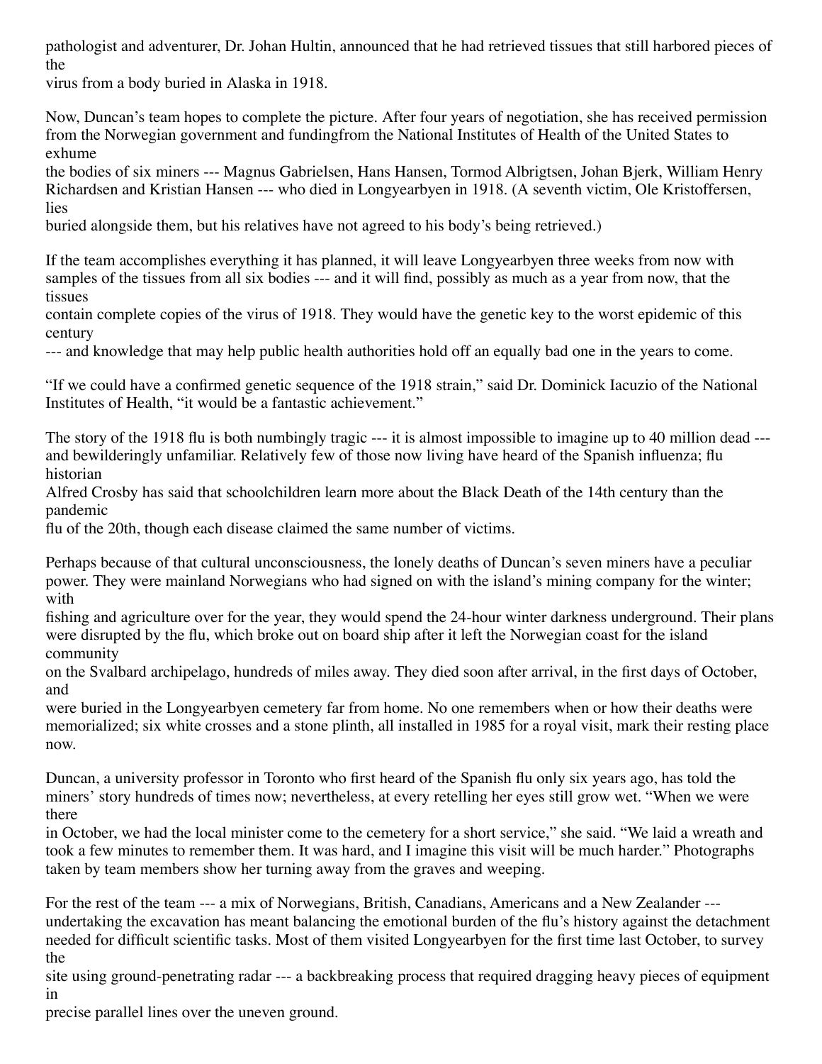pathologist and adventurer, Dr. Johan Hultin, announced that he had retrieved tissues that still harbored pieces of the virus from a body buried in Alaska in 1918.

Now, Duncan's team hopes to complete the picture. After four years of negotiation, she has received permission from the Norwegian government and fundingfrom the National Institutes of Health of the United States to exhume the bodies of six miners --- Magnus Gabrielsen, Hans Hansen, Tormod Albrigtsen, Johan Bjerk, William Henry Richardsen and Kristian Hansen --- who died in Longyearbyen in 1918. (A seventh victim, Ole Kristoffersen, lies buried alongside them, but his relatives have not agreed to his body's being retrieved.)

If the team accomplishes everything it has planned, it will leave Longyearbyen three weeks from now with samples of the tissues from all six bodies --- and it will find, possibly as much as a year from now, that the tissues contain complete copies of the virus of 1918. They would have the genetic key to the worst epidemic of this century --- and knowledge that may help public health authorities hold off an equally bad one in the years to come.

"If we could have a confirmed genetic sequence of the 1918 strain," said Dr. Dominick Iacuzio of the National Institutes of Health, "it would be a fantastic achievement."

The story of the 1918 flu is both numbingly tragic --- it is almost impossible to imagine up to 40 million dead --- and bewilderingly unfamiliar. Relatively few of those now living have heard of the Spanish influenza; flu historian Alfred Crosby has said that schoolchildren learn more about the Black Death of the 14th century than the pandemic flu of the 20th, though each disease claimed the same number of victims.

Perhaps because of that cultural unconsciousness, the lonely deaths of Duncan's seven miners have a peculiar power. They were mainland Norwegians who had signed on with the island's mining company for the winter; with fishing and agriculture over for the year, they would spend the 24-hour winter darkness underground. Their plans were disrupted by the flu, which broke out on board ship after it left the Norwegian coast for the island community on the Svalbard archipelago, hundreds of miles away. They died soon after arrival, in the first days of October, and were buried in the Longyearbyen cemetery far from home. No one remembers when or how their deaths were memorialized; six white crosses and a stone plinth, all installed in 1985 for a royal visit, mark their resting place now.

Duncan, a university professor in Toronto who first heard of the Spanish flu only six years ago, has told the miners' story hundreds of times now; nevertheless, at every retelling her eyes still grow wet. "When we were there in October, we had the local minister come to the cemetery for a short service," she said. "We laid a wreath and took a few minutes to remember them. It was hard, and I imagine this visit will be much harder." Photographs taken by team members show her turning away from the graves and weeping.

For the rest of the team --- a mix of Norwegians, British, Canadians, Americans and a New Zealander --- undertaking the excavation has meant balancing the emotional burden of the flu's history against the detachment needed for difficult scientific tasks. Most of them visited Longyearbyen for the first time last October, to survey the site using ground-penetrating radar --- a backbreaking process that required dragging heavy pieces of equipment in precise parallel lines over the uneven ground.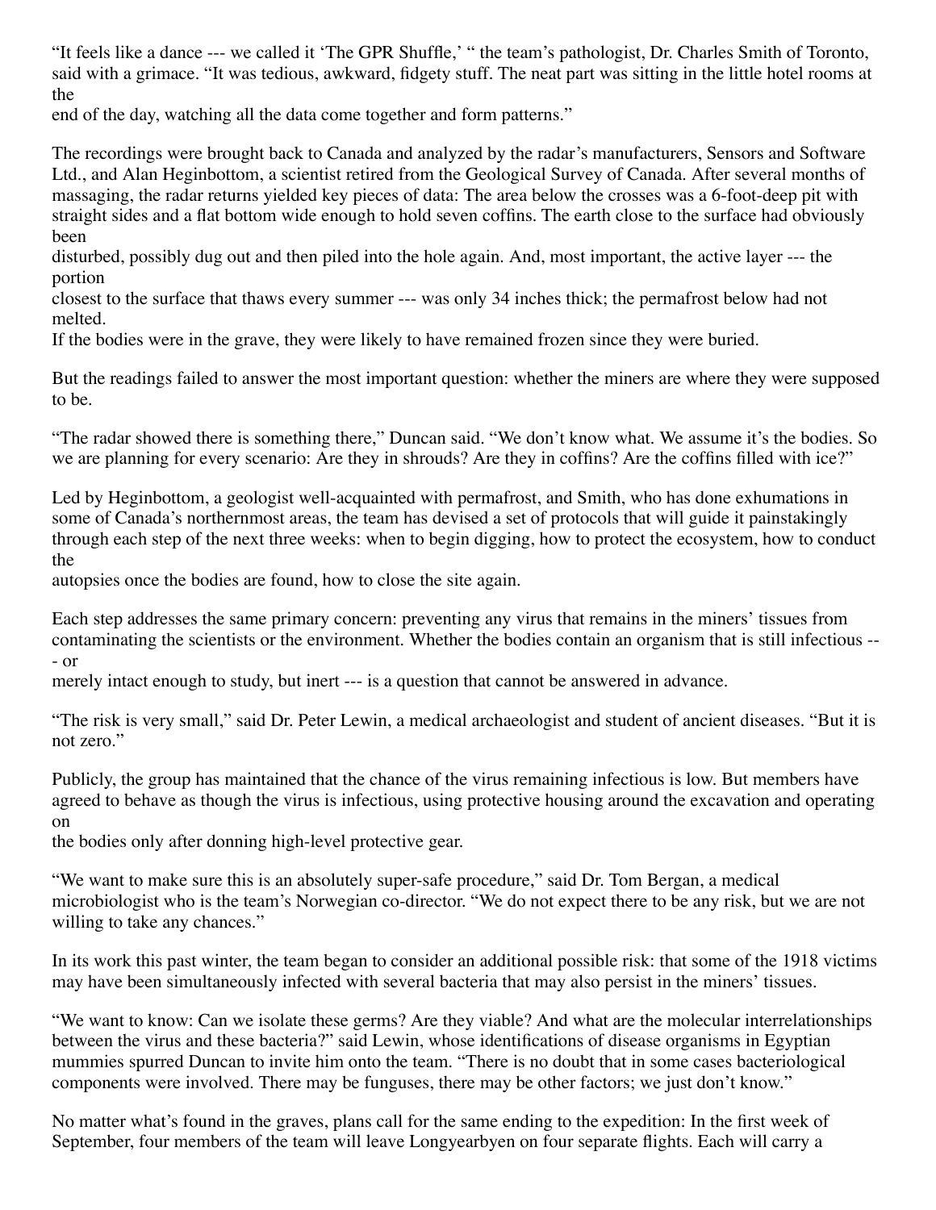"It feels like a dance --- we called it 'The GPR Shuffle,' " the team's pathologist, Dr. Charles Smith of Toronto, said with a grimace. "It was tedious, awkward, fidgety stuff. The neat part was sitting in the little hotel rooms at the end of the day, watching all the data come together and form patterns."

The recordings were brought back to Canada and analyzed by the radar's manufacturers, Sensors and Software Ltd., and Alan Heginbottom, a scientist retired from the Geological Survey of Canada. After several months of massaging, the radar returns yielded key pieces of data: The area below the crosses was a 6-foot-deep pit with straight sides and a flat bottom wide enough to hold seven coffins. The earth close to the surface had obviously been disturbed, possibly dug out and then piled into the hole again. And, most important, the active layer --- the portion closest to the surface that thaws every summer --- was only 34 inches thick; the permafrost below had not melted.
If the bodies were in the grave, they were likely to have remained frozen since they were buried.

But the readings failed to answer the most important question: whether the miners are where they were supposed to be.

"The radar showed there is something there," Duncan said. "We don't know what. We assume it's the bodies. So we are planning for every scenario: Are they in shrouds? Are they in coffins? Are the coffins filled with ice?"

Led by Heginbottom, a geologist well-acquainted with permafrost, and Smith, who has done exhumations in some of Canada's northernmost areas, the team has devised a set of protocols that will guide it painstakingly through each step of the next three weeks: when to begin digging, how to protect the ecosystem, how to conduct the autopsies once the bodies are found, how to close the site again.

Each step addresses the same primary concern: preventing any virus that remains in the miners' tissues from contaminating the scientists or the environment. Whether the bodies contain an organism that is still infectious --- or merely intact enough to study, but inert --- is a question that cannot be answered in advance.

"The risk is very small," said Dr. Peter Lewin, a medical archaeologist and student of ancient diseases. "But it is not zero."

Publicly, the group has maintained that the chance of the virus remaining infectious is low. But members have agreed to behave as though the virus is infectious, using protective housing around the excavation and operating on the bodies only after donning high-level protective gear.

"We want to make sure this is an absolutely super-safe procedure," said Dr. Tom Bergan, a medical microbiologist who is the team's Norwegian co-director. "We do not expect there to be any risk, but we are not willing to take any chances."

In its work this past winter, the team began to consider an additional possible risk: that some of the 1918 victims may have been simultaneously infected with several bacteria that may also persist in the miners' tissues.

"We want to know: Can we isolate these germs? Are they viable? And what are the molecular interrelationships between the virus and these bacteria?" said Lewin, whose identifications of disease organisms in Egyptian mummies spurred Duncan to invite him onto the team. "There is no doubt that in some cases bacteriological components were involved. There may be funguses, there may be other factors; we just don't know."

No matter what's found in the graves, plans call for the same ending to the expedition: In the first week of September, four members of the team will leave Longyearbyen on four separate flights. Each will carry a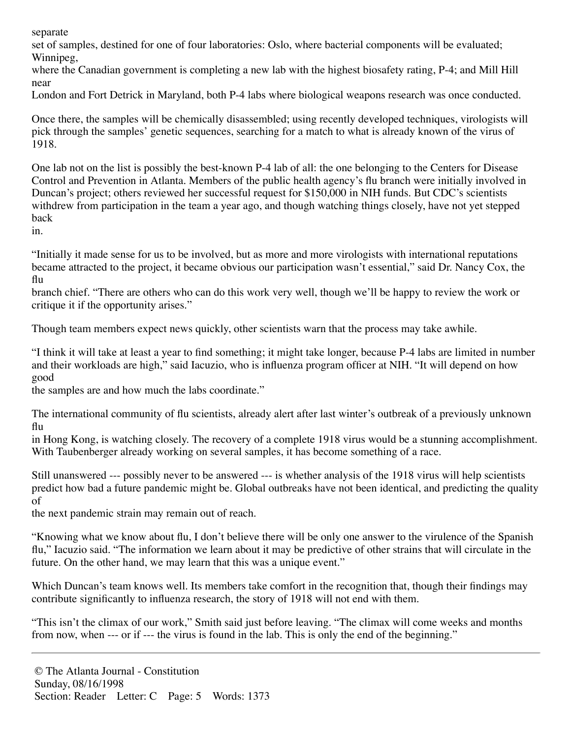separate set of samples, destined for one of four laboratories: Oslo, where bacterial components will be evaluated; Winnipeg, where the Canadian government is completing a new lab with the highest biosafety rating, P-4; and Mill Hill near London and Fort Detrick in Maryland, both P-4 labs where biological weapons research was once conducted.

Once there, the samples will be chemically disassembled; using recently developed techniques, virologists will pick through the samples' genetic sequences, searching for a match to what is already known of the virus of 1918.

One lab not on the list is possibly the best-known P-4 lab of all: the one belonging to the Centers for Disease Control and Prevention in Atlanta. Members of the public health agency's flu branch were initially involved in Duncan's project; others reviewed her successful request for $150,000 in NIH funds. But CDC's scientists withdrew from participation in the team a year ago, and though watching things closely, have not yet stepped back in.

"Initially it made sense for us to be involved, but as more and more virologists with international reputations became attracted to the project, it became obvious our participation wasn't essential," said Dr. Nancy Cox, the flu branch chief. "There are others who can do this work very well, though we'll be happy to review the work or critique it if the opportunity arises."

Though team members expect news quickly, other scientists warn that the process may take awhile.

"I think it will take at least a year to find something; it might take longer, because P-4 labs are limited in number and their workloads are high," said Iacuzio, who is influenza program officer at NIH. "It will depend on how good the samples are and how much the labs coordinate."

The international community of flu scientists, already alert after last winter's outbreak of a previously unknown flu in Hong Kong, is watching closely. The recovery of a complete 1918 virus would be a stunning accomplishment. With Taubenberger already working on several samples, it has become something of a race.

Still unanswered --- possibly never to be answered --- is whether analysis of the 1918 virus will help scientists predict how bad a future pandemic might be. Global outbreaks have not been identical, and predicting the quality of the next pandemic strain may remain out of reach.

"Knowing what we know about flu, I don't believe there will be only one answer to the virulence of the Spanish flu," Iacuzio said. "The information we learn about it may be predictive of other strains that will circulate in the future. On the other hand, we may learn that this was a unique event."

Which Duncan's team knows well. Its members take comfort in the recognition that, though their findings may contribute significantly to influenza research, the story of 1918 will not end with them.

"This isn't the climax of our work," Smith said just before leaving. "The climax will come weeks and months from now, when --- or if --- the virus is found in the lab. This is only the end of the beginning."

---

© The Atlanta Journal - Constitution
Sunday, 08/16/1998
Section: Reader Letter: C Page: 5 Words: 1373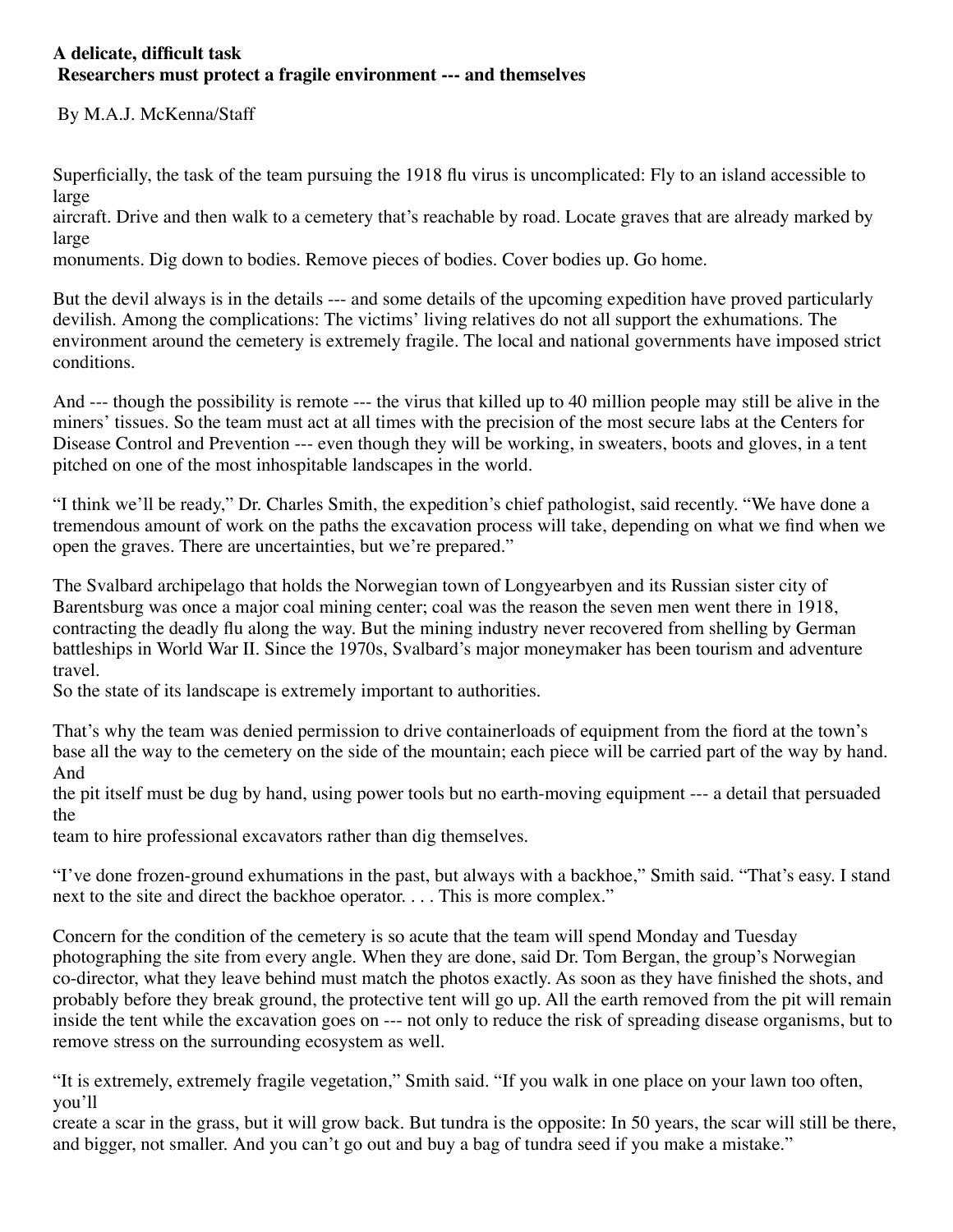**A delicate, difficult task**
**Researchers must protect a fragile environment --- and themselves**

By M.A.J. McKenna/Staff

Superficially, the task of the team pursuing the 1918 flu virus is uncomplicated: Fly to an island accessible to large aircraft. Drive and then walk to a cemetery that's reachable by road. Locate graves that are already marked by large monuments. Dig down to bodies. Remove pieces of bodies. Cover bodies up. Go home.

But the devil always is in the details --- and some details of the upcoming expedition have proved particularly devilish. Among the complications: The victims' living relatives do not all support the exhumations. The environment around the cemetery is extremely fragile. The local and national governments have imposed strict conditions.

And --- though the possibility is remote --- the virus that killed up to 40 million people may still be alive in the miners' tissues. So the team must act at all times with the precision of the most secure labs at the Centers for Disease Control and Prevention --- even though they will be working, in sweaters, boots and gloves, in a tent pitched on one of the most inhospitable landscapes in the world.

"I think we'll be ready," Dr. Charles Smith, the expedition's chief pathologist, said recently. "We have done a tremendous amount of work on the paths the excavation process will take, depending on what we find when we open the graves. There are uncertainties, but we're prepared."

The Svalbard archipelago that holds the Norwegian town of Longyearbyen and its Russian sister city of Barentsburg was once a major coal mining center; coal was the reason the seven men went there in 1918, contracting the deadly flu along the way. But the mining industry never recovered from shelling by German battleships in World War II. Since the 1970s, Svalbard's major moneymaker has been tourism and adventure travel.
So the state of its landscape is extremely important to authorities.

That's why the team was denied permission to drive containerloads of equipment from the fiord at the town's base all the way to the cemetery on the side of the mountain; each piece will be carried part of the way by hand. And the pit itself must be dug by hand, using power tools but no earth-moving equipment --- a detail that persuaded the team to hire professional excavators rather than dig themselves.

"I've done frozen-ground exhumations in the past, but always with a backhoe," Smith said. "That's easy. I stand next to the site and direct the backhoe operator. . . . This is more complex."

Concern for the condition of the cemetery is so acute that the team will spend Monday and Tuesday photographing the site from every angle. When they are done, said Dr. Tom Bergan, the group's Norwegian co-director, what they leave behind must match the photos exactly. As soon as they have finished the shots, and probably before they break ground, the protective tent will go up. All the earth removed from the pit will remain inside the tent while the excavation goes on --- not only to reduce the risk of spreading disease organisms, but to remove stress on the surrounding ecosystem as well.

"It is extremely, extremely fragile vegetation," Smith said. "If you walk in one place on your lawn too often, you'll create a scar in the grass, but it will grow back. But tundra is the opposite: In 50 years, the scar will still be there, and bigger, not smaller. And you can't go out and buy a bag of tundra seed if you make a mistake."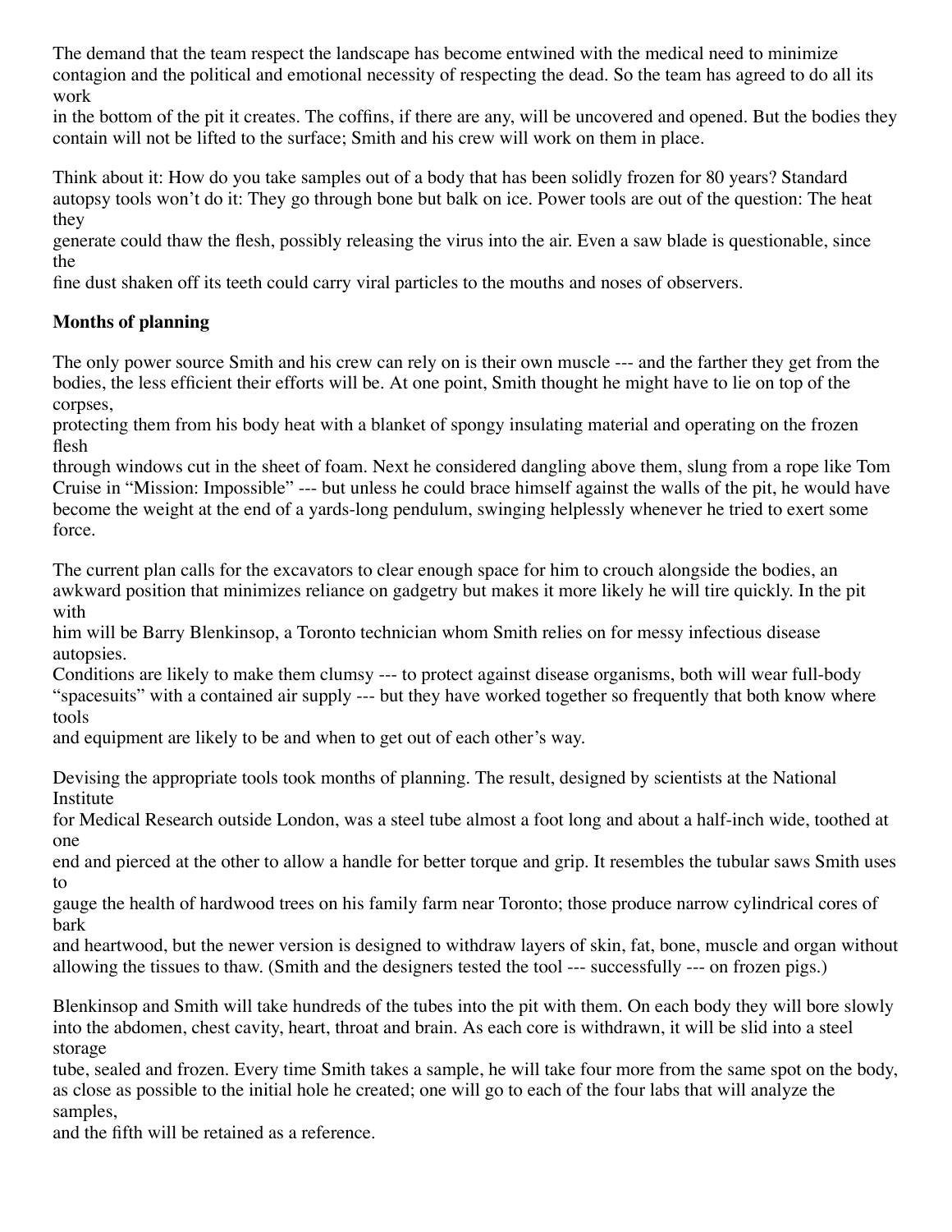The demand that the team respect the landscape has become entwined with the medical need to minimize contagion and the political and emotional necessity of respecting the dead. So the team has agreed to do all its work in the bottom of the pit it creates. The coffins, if there are any, will be uncovered and opened. But the bodies they contain will not be lifted to the surface; Smith and his crew will work on them in place.

Think about it: How do you take samples out of a body that has been solidly frozen for 80 years? Standard autopsy tools won't do it: They go through bone but balk on ice. Power tools are out of the question: The heat they generate could thaw the flesh, possibly releasing the virus into the air. Even a saw blade is questionable, since the fine dust shaken off its teeth could carry viral particles to the mouths and noses of observers.

**Months of planning**

The only power source Smith and his crew can rely on is their own muscle --- and the farther they get from the bodies, the less efficient their efforts will be. At one point, Smith thought he might have to lie on top of the corpses, protecting them from his body heat with a blanket of spongy insulating material and operating on the frozen flesh through windows cut in the sheet of foam. Next he considered dangling above them, slung from a rope like Tom Cruise in "Mission: Impossible" --- but unless he could brace himself against the walls of the pit, he would have become the weight at the end of a yards-long pendulum, swinging helplessly whenever he tried to exert some force.

The current plan calls for the excavators to clear enough space for him to crouch alongside the bodies, an awkward position that minimizes reliance on gadgetry but makes it more likely he will tire quickly. In the pit with him will be Barry Blenkinsop, a Toronto technician whom Smith relies on for messy infectious disease autopsies.
Conditions are likely to make them clumsy --- to protect against disease organisms, both will wear full-body "spacesuits" with a contained air supply --- but they have worked together so frequently that both know where tools and equipment are likely to be and when to get out of each other's way.

Devising the appropriate tools took months of planning. The result, designed by scientists at the National Institute for Medical Research outside London, was a steel tube almost a foot long and about a half-inch wide, toothed at one end and pierced at the other to allow a handle for better torque and grip. It resembles the tubular saws Smith uses to gauge the health of hardwood trees on his family farm near Toronto; those produce narrow cylindrical cores of bark and heartwood, but the newer version is designed to withdraw layers of skin, fat, bone, muscle and organ without allowing the tissues to thaw. (Smith and the designers tested the tool --- successfully --- on frozen pigs.)

Blenkinsop and Smith will take hundreds of the tubes into the pit with them. On each body they will bore slowly into the abdomen, chest cavity, heart, throat and brain. As each core is withdrawn, it will be slid into a steel storage tube, sealed and frozen. Every time Smith takes a sample, he will take four more from the same spot on the body, as close as possible to the initial hole he created; one will go to each of the four labs that will analyze the samples, and the fifth will be retained as a reference.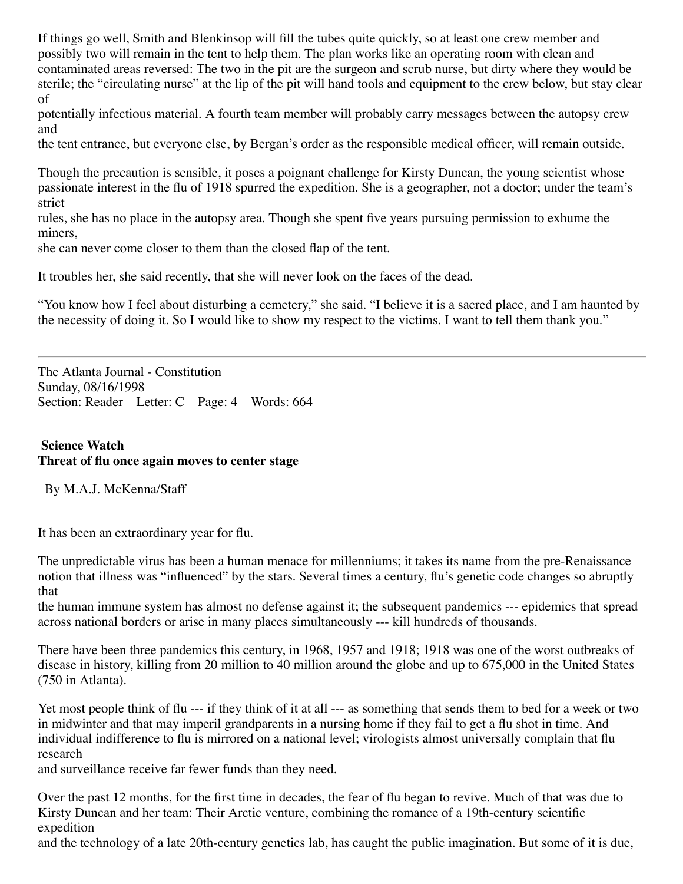If things go well, Smith and Blenkinsop will fill the tubes quite quickly, so at least one crew member and possibly two will remain in the tent to help them. The plan works like an operating room with clean and contaminated areas reversed: The two in the pit are the surgeon and scrub nurse, but dirty where they would be sterile; the "circulating nurse" at the lip of the pit will hand tools and equipment to the crew below, but stay clear of potentially infectious material. A fourth team member will probably carry messages between the autopsy crew and the tent entrance, but everyone else, by Bergan's order as the responsible medical officer, will remain outside.

Though the precaution is sensible, it poses a poignant challenge for Kirsty Duncan, the young scientist whose passionate interest in the flu of 1918 spurred the expedition. She is a geographer, not a doctor; under the team's strict rules, she has no place in the autopsy area. Though she spent five years pursuing permission to exhume the miners, she can never come closer to them than the closed flap of the tent.

It troubles her, she said recently, that she will never look on the faces of the dead.

"You know how I feel about disturbing a cemetery," she said. "I believe it is a sacred place, and I am haunted by the necessity of doing it. So I would like to show my respect to the victims. I want to tell them thank you."

---

The Atlanta Journal - Constitution
Sunday, 08/16/1998
Section: Reader Letter: C Page: 4 Words: 664

**Science Watch**
**Threat of flu once again moves to center stage**

By M.A.J. McKenna/Staff

It has been an extraordinary year for flu.

The unpredictable virus has been a human menace for millenniums; it takes its name from the pre-Renaissance notion that illness was "influenced" by the stars. Several times a century, flu's genetic code changes so abruptly that the human immune system has almost no defense against it; the subsequent pandemics --- epidemics that spread across national borders or arise in many places simultaneously --- kill hundreds of thousands.

There have been three pandemics this century, in 1968, 1957 and 1918; 1918 was one of the worst outbreaks of disease in history, killing from 20 million to 40 million around the globe and up to 675,000 in the United States (750 in Atlanta).

Yet most people think of flu --- if they think of it at all --- as something that sends them to bed for a week or two in midwinter and that may imperil grandparents in a nursing home if they fail to get a flu shot in time. And individual indifference to flu is mirrored on a national level; virologists almost universally complain that flu research and surveillance receive far fewer funds than they need.

Over the past 12 months, for the first time in decades, the fear of flu began to revive. Much of that was due to Kirsty Duncan and her team: Their Arctic venture, combining the romance of a 19th-century scientific expedition and the technology of a late 20th-century genetics lab, has caught the public imagination. But some of it is due,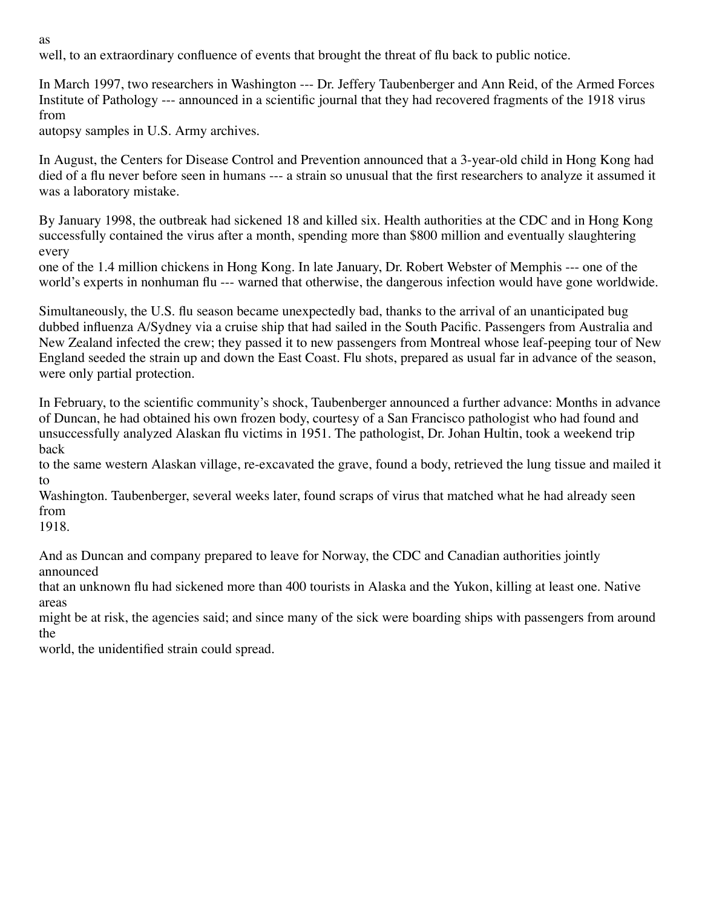as
well, to an extraordinary confluence of events that brought the threat of flu back to public notice.

In March 1997, two researchers in Washington --- Dr. Jeffery Taubenberger and Ann Reid, of the Armed Forces Institute of Pathology --- announced in a scientific journal that they had recovered fragments of the 1918 virus from
autopsy samples in U.S. Army archives.

In August, the Centers for Disease Control and Prevention announced that a 3-year-old child in Hong Kong had died of a flu never before seen in humans --- a strain so unusual that the first researchers to analyze it assumed it was a laboratory mistake.

By January 1998, the outbreak had sickened 18 and killed six. Health authorities at the CDC and in Hong Kong successfully contained the virus after a month, spending more than $800 million and eventually slaughtering every
one of the 1.4 million chickens in Hong Kong. In late January, Dr. Robert Webster of Memphis --- one of the world's experts in nonhuman flu --- warned that otherwise, the dangerous infection would have gone worldwide.

Simultaneously, the U.S. flu season became unexpectedly bad, thanks to the arrival of an unanticipated bug dubbed influenza A/Sydney via a cruise ship that had sailed in the South Pacific. Passengers from Australia and New Zealand infected the crew; they passed it to new passengers from Montreal whose leaf-peeping tour of New England seeded the strain up and down the East Coast. Flu shots, prepared as usual far in advance of the season, were only partial protection.

In February, to the scientific community's shock, Taubenberger announced a further advance: Months in advance of Duncan, he had obtained his own frozen body, courtesy of a San Francisco pathologist who had found and unsuccessfully analyzed Alaskan flu victims in 1951. The pathologist, Dr. Johan Hultin, took a weekend trip back
to the same western Alaskan village, re-excavated the grave, found a body, retrieved the lung tissue and mailed it to
Washington. Taubenberger, several weeks later, found scraps of virus that matched what he had already seen from
1918.

And as Duncan and company prepared to leave for Norway, the CDC and Canadian authorities jointly announced
that an unknown flu had sickened more than 400 tourists in Alaska and the Yukon, killing at least one. Native areas
might be at risk, the agencies said; and since many of the sick were boarding ships with passengers from around the
world, the unidentified strain could spread.